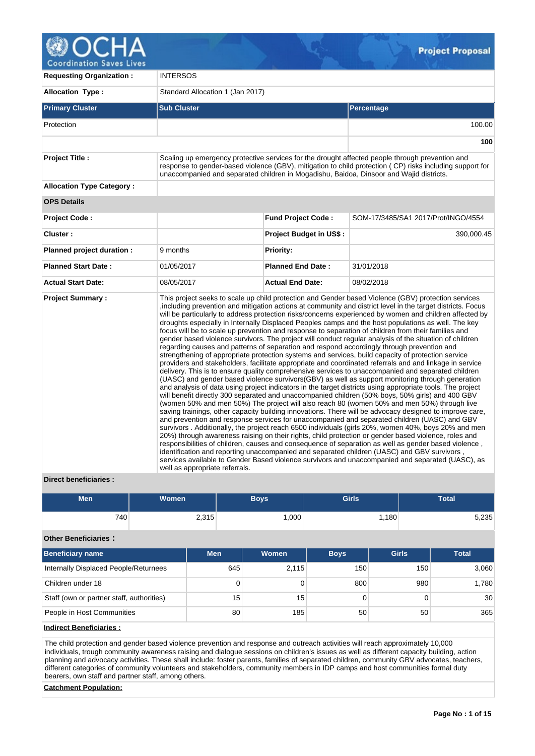# Project Proposal

| | | | |
|---|---|---|---|
| **Requesting Organization :** | INTERSOS | | |
| **Allocation Type :** | Standard Allocation 1 (Jan 2017) | | |

| **Primary Cluster** | **Sub Cluster** | **Percentage** |
|---|---|---|
| Protection | | 100.00 |
| | | **100** |

| | | | |
|---|---|---|---|
| **Project Title :** | Scaling up emergency protective services for the drought affected people through prevention and response to gender-based violence (GBV), mitigation to child protection ( CP) risks including support for unaccompanied and separated children in Mogadishu, Baidoa, Dinsoor and Wajid districts. | | |
| **Allocation Type Category :** | | | |
| **OPS Details** | | | |
| **Project Code :** | | **Fund Project Code :** | SOM-17/3485/SA1 2017/Prot/INGO/4554 |
| **Cluster :** | | **Project Budget in US$ :** | 390,000.45 |
| **Planned project duration :** | 9 months | **Priority:** | |
| **Planned Start Date :** | 01/05/2017 | **Planned End Date :** | 31/01/2018 |
| **Actual Start Date:** | 08/05/2017 | **Actual End Date:** | 08/02/2018 |
| **Project Summary :** | This project seeks to scale up child protection and Gender based Violence (GBV) protection services ,including prevention and mitigation actions at community and district level in the target districts. Focus will be particularly to address protection risks/concerns experienced by women and children affected by droughts especially in Internally Displaced Peoples camps and the host populations as well. The key focus will be to scale up prevention and response to separation of children from their families and gender based violence survivors. The project will conduct regular analysis of the situation of children regarding causes and patterns of separation and respond accordingly through prevention and strengthening of appropriate protection systems and services, build capacity of protection service providers and stakeholders, facilitate appropriate and coordinated referrals and and linkage in service delivery. This is to ensure quality comprehensive services to unaccompanied and separated children (UASC) and gender based violence survivors(GBV) as well as support monitoring through generation and analysis of data using project indicators in the target districts using appropriate tools. The project will benefit directly 300 separated and unaccompanied children (50% boys, 50% girls) and 400 GBV (women 50% and men 50%) The project will also reach 80 (women 50% and men 50%) through live saving trainings, other capacity building innovations. There will be advocacy designed to improve care, and prevention and response services for unaccompanied and separated children (UASC) and GBV survivors . Additionally, the project reach 6500 individuals (girls 20%, women 40%, boys 20% and men 20%) through awareness raising on their rights, child protection or gender based violence, roles and responsibilities of children, causes and consequence of separation as well as gender based violence , identification and reporting unaccompanied and separated children (UASC) and GBV survivors , services available to Gender Based violence survivors and unaccompanied and separated (UASC), as well as appropriate referrals. | | |

**Direct beneficiaries :**

| Men | Women | Boys | Girls | Total |
|---|---|---|---|---|
| 740 | 2,315 | 1,000 | 1,180 | 5,235 |

**Other Beneficiaries :**

| Beneficiary name | Men | Women | Boys | Girls | Total |
|---|---|---|---|---|---|
| Internally Displaced People/Returnees | 645 | 2,115 | 150 | 150 | 3,060 |
| Children under 18 | 0 | 0 | 800 | 980 | 1,780 |
| Staff (own or partner staff, authorities) | 15 | 15 | 0 | 0 | 30 |
| People in Host Communities | 80 | 185 | 50 | 50 | 365 |

**Indirect Beneficiaries :**

The child protection and gender based violence prevention and response and outreach activities will reach approximately 10,000 individuals, trough community awareness raising and dialogue sessions on children's issues as well as different capacity building, action planning and advocacy activities. These shall include: foster parents, families of separated children, community GBV advocates, teachers, different categories of community volunteers and stakeholders, community members in IDP camps and host communities formal duty bearers, own staff and partner staff, among others.

**Catchment Population:**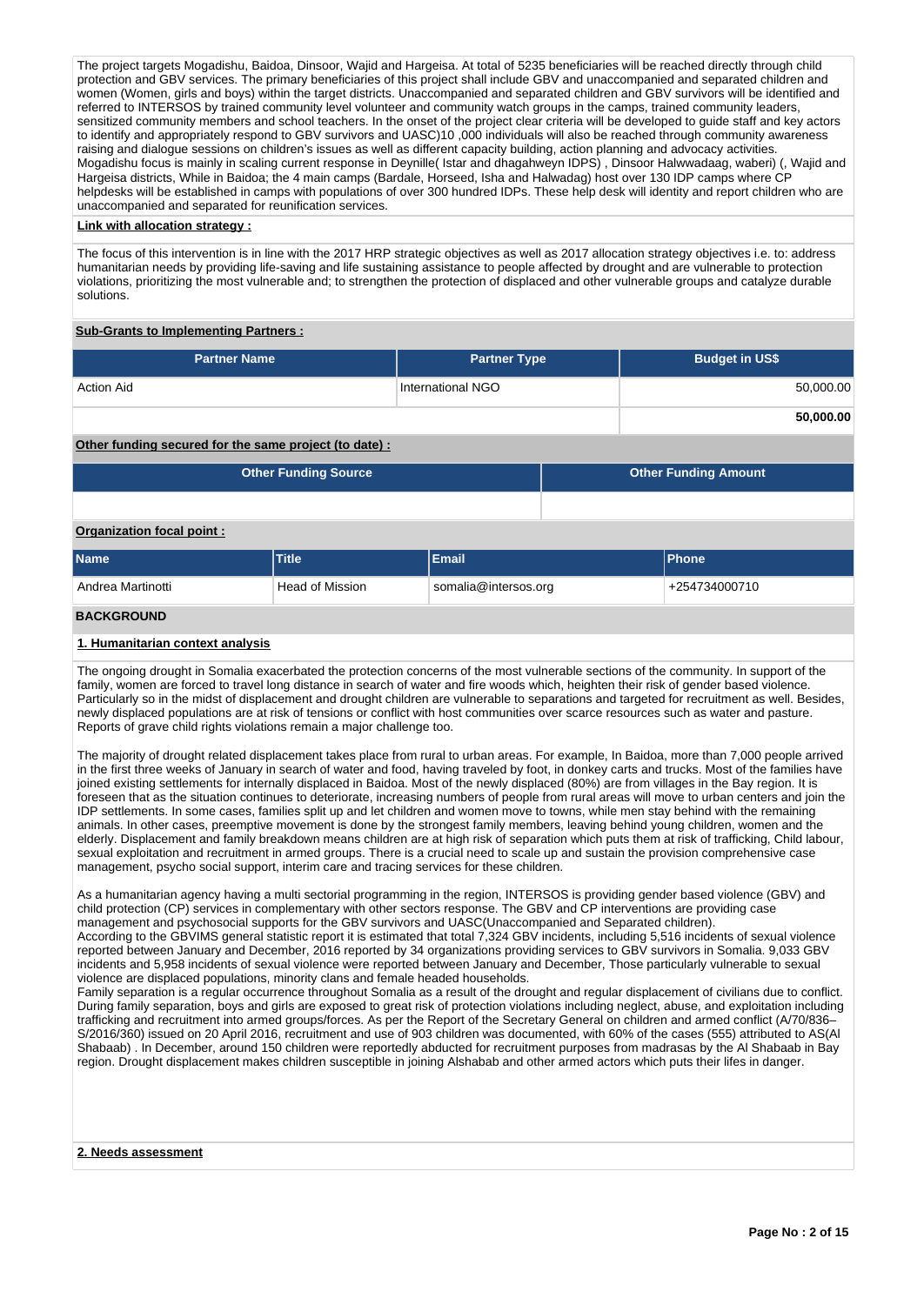The project targets Mogadishu, Baidoa, Dinsoor, Wajid and Hargeisa. At total of 5235 beneficiaries will be reached directly through child protection and GBV services. The primary beneficiaries of this project shall include GBV and unaccompanied and separated children and women (Women, girls and boys) within the target districts. Unaccompanied and separated children and GBV survivors will be identified and referred to INTERSOS by trained community level volunteer and community watch groups in the camps, trained community leaders, sensitized community members and school teachers. In the onset of the project clear criteria will be developed to guide staff and key actors to identify and appropriately respond to GBV survivors and UASC)10 ,000 individuals will also be reached through community awareness raising and dialogue sessions on children's issues as well as different capacity building, action planning and advocacy activities. Mogadishu focus is mainly in scaling current response in Deynille( Istar and dhagahweyn IDPS) , Dinsoor Halwwadaag, waberi) (, Wajid and Hargeisa districts, While in Baidoa; the 4 main camps (Bardale, Horseed, Isha and Halwadag) host over 130 IDP camps where CP helpdesks will be established in camps with populations of over 300 hundred IDPs. These help desk will identity and report children who are unaccompanied and separated for reunification services.

**Link with allocation strategy :**

The focus of this intervention is in line with the 2017 HRP strategic objectives as well as 2017 allocation strategy objectives i.e. to: address humanitarian needs by providing life-saving and life sustaining assistance to people affected by drought and are vulnerable to protection violations, prioritizing the most vulnerable and; to strengthen the protection of displaced and other vulnerable groups and catalyze durable solutions.

**Sub-Grants to Implementing Partners :**

| Partner Name | Partner Type | Budget in US$ |
|---|---|---|
| Action Aid | International NGO | 50,000.00 |
| | | **50,000.00** |

**Other funding secured for the same project (to date) :**

| Other Funding Source | Other Funding Amount |
|---|---|
| | |

**Organization focal point :**

| Name | Title | Email | Phone |
|---|---|---|---|
| Andrea Martinotti | Head of Mission | somalia@intersos.org | +254734000710 |

## BACKGROUND

**1. Humanitarian context analysis**

The ongoing drought in Somalia exacerbated the protection concerns of the most vulnerable sections of the community. In support of the family, women are forced to travel long distance in search of water and fire woods which, heighten their risk of gender based violence. Particularly so in the midst of displacement and drought children are vulnerable to separations and targeted for recruitment as well. Besides, newly displaced populations are at risk of tensions or conflict with host communities over scarce resources such as water and pasture. Reports of grave child rights violations remain a major challenge too.

The majority of drought related displacement takes place from rural to urban areas. For example, In Baidoa, more than 7,000 people arrived in the first three weeks of January in search of water and food, having traveled by foot, in donkey carts and trucks. Most of the families have joined existing settlements for internally displaced in Baidoa. Most of the newly displaced (80%) are from villages in the Bay region. It is foreseen that as the situation continues to deteriorate, increasing numbers of people from rural areas will move to urban centers and join the IDP settlements. In some cases, families split up and let children and women move to towns, while men stay behind with the remaining animals. In other cases, preemptive movement is done by the strongest family members, leaving behind young children, women and the elderly. Displacement and family breakdown means children are at high risk of separation which puts them at risk of trafficking, Child labour, sexual exploitation and recruitment in armed groups. There is a crucial need to scale up and sustain the provision comprehensive case management, psycho social support, interim care and tracing services for these children.

As a humanitarian agency having a multi sectorial programming in the region, INTERSOS is providing gender based violence (GBV) and child protection (CP) services in complementary with other sectors response. The GBV and CP interventions are providing case management and psychosocial supports for the GBV survivors and UASC(Unaccompanied and Separated children).
According to the GBVIMS general statistic report it is estimated that total 7,324 GBV incidents, including 5,516 incidents of sexual violence reported between January and December, 2016 reported by 34 organizations providing services to GBV survivors in Somalia. 9,033 GBV incidents and 5,958 incidents of sexual violence were reported between January and December, Those particularly vulnerable to sexual violence are displaced populations, minority clans and female headed households.
Family separation is a regular occurrence throughout Somalia as a result of the drought and regular displacement of civilians due to conflict. During family separation, boys and girls are exposed to great risk of protection violations including neglect, abuse, and exploitation including trafficking and recruitment into armed groups/forces. As per the Report of the Secretary General on children and armed conflict (A/70/836–S/2016/360) issued on 20 April 2016, recruitment and use of 903 children was documented, with 60% of the cases (555) attributed to AS(Al Shabaab) . In December, around 150 children were reportedly abducted for recruitment purposes from madrasas by the Al Shabaab in Bay region. Drought displacement makes children susceptible in joining Alshabab and other armed actors which puts their lifes in danger.

**2. Needs assessment**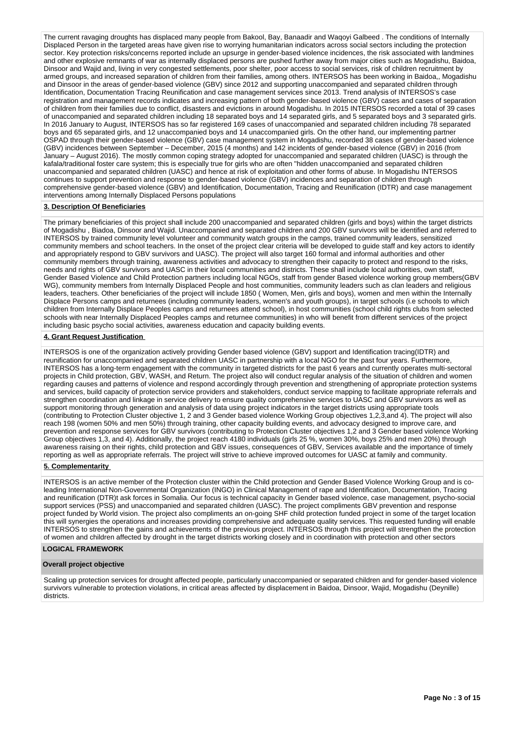The current ravaging droughts has displaced many people from Bakool, Bay, Banaadir and Waqoyi Galbeed . The conditions of Internally Displaced Person in the targeted areas have given rise to worrying humanitarian indicators across social sectors including the protection sector. Key protection risks/concerns reported include an upsurge in gender-based violence incidences, the risk associated with landmines and other explosive remnants of war as internally displaced persons are pushed further away from major cities such as Mogadishu, Baidoa, Dinsoor and Wajid and, living in very congested settlements, poor shelter, poor access to social services, risk of children recruitment by armed groups, and increased separation of children from their families, among others. INTERSOS has been working in Baidoa,, Mogadishu and Dinsoor in the areas of gender-based violence (GBV) since 2012 and supporting unaccompanied and separated children through Identification, Documentation Tracing Reunification and case management services since 2013. Trend analysis of INTERSOS's case registration and management records indicates and increasing pattern of both gender-based violence (GBV) cases and cases of separation of children from their families due to conflict, disasters and evictions in around Mogadishu. In 2015 INTERSOS recorded a total of 39 cases of unaccompanied and separated children including 18 separated boys and 14 separated girls, and 5 separated boys and 3 separated girls. In 2016 January to August, INTERSOS has so far registered 169 cases of unaccompanied and separated children including 78 separated boys and 65 separated girls, and 12 unaccompanied boys and 14 unaccompanied girls. On the other hand, our implementing partner OSPAD through their gender-based violence (GBV) case management system in Mogadishu, recorded 38 cases of gender-based violence (GBV) incidences between September – December, 2015 (4 months) and 142 incidents of gender-based violence (GBV) in 2016 (from January – August 2016). The mostly common coping strategy adopted for unaccompanied and separated children (UASC) is through the kafala/traditional foster care system; this is especially true for girls who are often "hidden unaccompanied and separated children unaccompanied and separated children (UASC) and hence at risk of exploitation and other forms of abuse. In Mogadishu INTERSOS continues to support prevention and response to gender-based violence (GBV) incidences and separation of children through comprehensive gender-based violence (GBV) and Identification, Documentation, Tracing and Reunification (IDTR) and case management interventions among Internally Displaced Persons populations

**3. Description Of Beneficiaries**

The primary beneficiaries of this project shall include 200 unaccompanied and separated children (girls and boys) within the target districts of Mogadishu , Biadoa, Dinsoor and Wajid. Unaccompanied and separated children and 200 GBV survivors will be identified and referred to INTERSOS by trained community level volunteer and community watch groups in the camps, trained community leaders, sensitized community members and school teachers. In the onset of the project clear criteria will be developed to guide staff and key actors to identify and appropriately respond to GBV survivors and UASC). The project will also target 160 formal and informal authorities and other community members through training, awareness activities and advocacy to strengthen their capacity to protect and respond to the risks, needs and rights of GBV survivors and UASC in their local communities and districts. These shall include local authorities, own staff, Gender Based Violence and Child Protection partners including local NGOs, staff from gender Based violence working group members(GBV WG), community members from Internally Displaced People and host communities, community leaders such as clan leaders and religious leaders, teachers. Other beneficiaries of the project will include 1850 ( Women, Men, girls and boys), women and men within the Internally Displace Persons camps and returnees (including community leaders, women's and youth groups), in target schools (i.e schools to which children from Internally Displace Peoples camps and returnees attend school), in host communities (school child rights clubs from selected schools with near Internally Displaced Peoples camps and returnee communities) in who will benefit from different services of the project including basic psycho social activities, awareness education and capacity building events.

**4. Grant Request Justification**

INTERSOS is one of the organization actively providing Gender based violence (GBV) support and Identification tracing(IDTR) and reunification for unaccompanied and separated children UASC in partnership with a local NGO for the past four years. Furthermore, INTERSOS has a long-term engagement with the community in targeted districts for the past 6 years and currently operates multi-sectoral projects in Child protection, GBV, WASH, and Return. The project also will conduct regular analysis of the situation of children and women regarding causes and patterns of violence and respond accordingly through prevention and strengthening of appropriate protection systems and services, build capacity of protection service providers and stakeholders, conduct service mapping to facilitate appropriate referrals and strengthen coordination and linkage in service delivery to ensure quality comprehensive services to UASC and GBV survivors as well as support monitoring through generation and analysis of data using project indicators in the target districts using appropriate tools (contributing to Protection Cluster objective 1, 2 and 3 Gender based violence Working Group objectives 1,2,3,and 4). The project will also reach 198 (women 50% and men 50%) through training, other capacity building events, and advocacy designed to improve care, and prevention and response services for GBV survivors (contributing to Protection Cluster objectives 1,2 and 3 Gender based violence Working Group objectives 1,3, and 4). Additionally, the project reach 4180 individuals (girls 25 %, women 30%, boys 25% and men 20%) through awareness raising on their rights, child protection and GBV issues, consequences of GBV, Services available and the importance of timely reporting as well as appropriate referrals. The project will strive to achieve improved outcomes for UASC at family and community.

**5. Complementarity**

INTERSOS is an active member of the Protection cluster within the Child protection and Gender Based Violence Working Group and is co-leading International Non-Governmental Organization (INGO) in Clinical Management of rape and Identification, Documentation, Tracing and reunification (DTR)t ask forces in Somalia. Our focus is technical capacity in Gender based violence, case management, psycho-social support services (PSS) and unaccompanied and separated children (UASC). The project compliments GBV prevention and response project funded by World vision. The project also compliments an on-going SHF child protection funded project in some of the target location this will synergies the operations and increases providing comprehensive and adequate quality services. This requested funding will enable INTERSOS to strengthen the gains and achievements of the previous project. INTERSOS through this project will strengthen the protection of women and children affected by drought in the target districts working closely and in coordination with protection and other sectors

**LOGICAL FRAMEWORK**

**Overall project objective**

Scaling up protection services for drought affected people, particularly unaccompanied or separated children and for gender-based violence survivors vulnerable to protection violations, in critical areas affected by displacement in Baidoa, Dinsoor, Wajid, Mogadishu (Deynille) districts.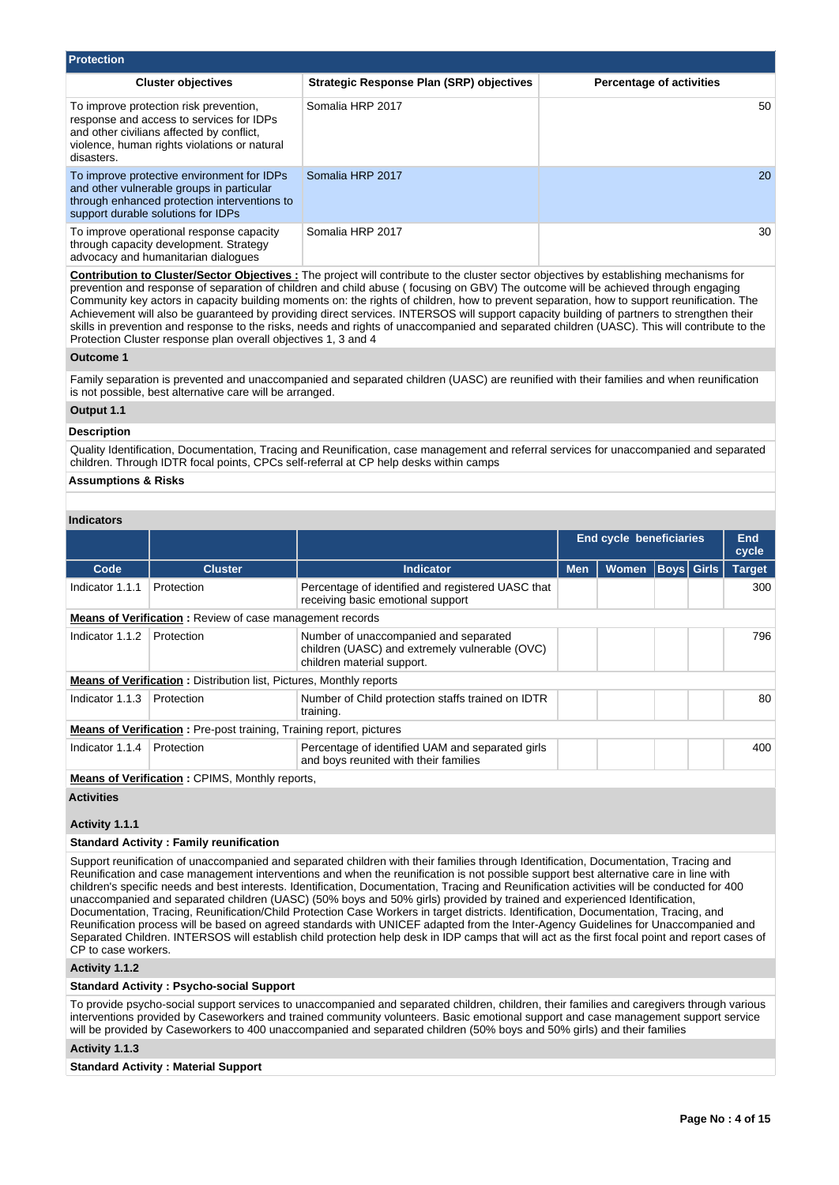## Protection

| Cluster objectives | Strategic Response Plan (SRP) objectives | Percentage of activities |
|---|---|---|
| To improve protection risk prevention, response and access to services for IDPs and other civilians affected by conflict, violence, human rights violations or natural disasters. | Somalia HRP 2017 | 50 |
| To improve protective environment for IDPs and other vulnerable groups in particular through enhanced protection interventions to support durable solutions for IDPs | Somalia HRP 2017 | 20 |
| To improve operational response capacity through capacity development. Strategy advocacy and humanitarian dialogues | Somalia HRP 2017 | 30 |

**Contribution to Cluster/Sector Objectives :** The project will contribute to the cluster sector objectives by establishing mechanisms for prevention and response of separation of children and child abuse ( focusing on GBV) The outcome will be achieved through engaging Community key actors in capacity building moments on: the rights of children, how to prevent separation, how to support reunification. The Achievement will also be guaranteed by providing direct services. INTERSOS will support capacity building of partners to strengthen their skills in prevention and response to the risks, needs and rights of unaccompanied and separated children (UASC). This will contribute to the Protection Cluster response plan overall objectives 1, 3 and 4

**Outcome 1**

Family separation is prevented and unaccompanied and separated children (UASC) are reunified with their families and when reunification is not possible, best alternative care will be arranged.

**Output 1.1**

**Description**

Quality Identification, Documentation, Tracing and Reunification, case management and referral services for unaccompanied and separated children. Through IDTR focal points, CPCs self-referral at CP help desks within camps

**Assumptions & Risks**

**Indicators**

| | | | End cycle beneficiaries | | | | End cycle |
|---|---|---|---|---|---|---|---|
| **Code** | **Cluster** | **Indicator** | **Men** | **Women** | **Boys** | **Girls** | **Target** |
| Indicator 1.1.1 | Protection | Percentage of identified and registered UASC that receiving basic emotional support | | | | | 300 |
| **Means of Verification :** Review of case management records | | | | | | | |
| Indicator 1.1.2 | Protection | Number of unaccompanied and separated children (UASC) and extremely vulnerable (OVC) children material support. | | | | | 796 |
| **Means of Verification :** Distribution list, Pictures, Monthly reports | | | | | | | |
| Indicator 1.1.3 | Protection | Number of Child protection staffs trained on IDTR training. | | | | | 80 |
| **Means of Verification :** Pre-post training, Training report, pictures | | | | | | | |
| Indicator 1.1.4 | Protection | Percentage of identified UAM and separated girls and boys reunited with their families | | | | | 400 |
| **Means of Verification :** CPIMS, Monthly reports, | | | | | | | |

**Activities**

**Activity 1.1.1**

**Standard Activity : Family reunification**

Support reunification of unaccompanied and separated children with their families through Identification, Documentation, Tracing and Reunification and case management interventions and when the reunification is not possible support best alternative care in line with children's specific needs and best interests. Identification, Documentation, Tracing and Reunification activities will be conducted for 400 unaccompanied and separated children (UASC) (50% boys and 50% girls) provided by trained and experienced Identification, Documentation, Tracing, Reunification/Child Protection Case Workers in target districts. Identification, Documentation, Tracing, and Reunification process will be based on agreed standards with UNICEF adapted from the Inter-Agency Guidelines for Unaccompanied and Separated Children. INTERSOS will establish child protection help desk in IDP camps that will act as the first focal point and report cases of CP to case workers.

**Activity 1.1.2**

**Standard Activity : Psycho-social Support**

To provide psycho-social support services to unaccompanied and separated children, children, their families and caregivers through various interventions provided by Caseworkers and trained community volunteers. Basic emotional support and case management support service will be provided by Caseworkers to 400 unaccompanied and separated children (50% boys and 50% girls) and their families

**Activity 1.1.3**

**Standard Activity : Material Support**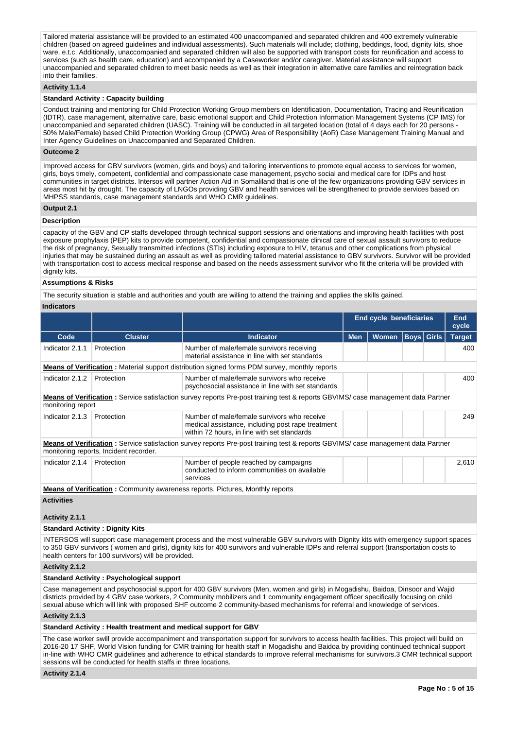Tailored material assistance will be provided to an estimated 400 unaccompanied and separated children and 400 extremely vulnerable children (based on agreed guidelines and individual assessments). Such materials will include; clothing, beddings, food, dignity kits, shoe ware, e.t.c. Additionally, unaccompanied and separated children will also be supported with transport costs for reunification and access to services (such as health care, education) and accompanied by a Caseworker and/or caregiver. Material assistance will support unaccompanied and separated children to meet basic needs as well as their integration in alternative care families and reintegration back into their families.

**Activity 1.1.4**

**Standard Activity : Capacity building**

Conduct training and mentoring for Child Protection Working Group members on Identification, Documentation, Tracing and Reunification (IDTR), case management, alternative care, basic emotional support and Child Protection Information Management Systems (CP IMS) for unaccompanied and separated children (UASC). Training will be conducted in all targeted location (total of 4 days each for 20 persons - 50% Male/Female) based Child Protection Working Group (CPWG) Area of Responsibility (AoR) Case Management Training Manual and Inter Agency Guidelines on Unaccompanied and Separated Children.

**Outcome 2**

Improved access for GBV survivors (women, girls and boys) and tailoring interventions to promote equal access to services for women, girls, boys timely, competent, confidential and compassionate case management, psycho social and medical care for IDPs and host communities in target districts. Intersos will partner Action Aid in Somaliland that is one of the few organizations providing GBV services in areas most hit by drought. The capacity of LNGOs providing GBV and health services will be strengthened to provide services based on MHPSS standards, case management standards and WHO CMR guidelines.

**Output 2.1**

**Description**

capacity of the GBV and CP staffs developed through technical support sessions and orientations and improving health facilities with post exposure prophylaxis (PEP) kits to provide competent, confidential and compassionate clinical care of sexual assault survivors to reduce the risk of pregnancy, Sexually transmitted infections (STIs) including exposure to HIV, tetanus and other complications from physical injuries that may be sustained during an assault as well as providing tailored material assistance to GBV survivors. Survivor will be provided with transportation cost to access medical response and based on the needs assessment survivor who fit the criteria will be provided with dignity kits.

**Assumptions & Risks**

The security situation is stable and authorities and youth are willing to attend the training and applies the skills gained.

**Indicators**

| | | | End cycle beneficiaries | | | | End cycle |
|---|---|---|---|---|---|---|---|
| Code | Cluster | Indicator | Men | Women | Boys | Girls | Target |
| Indicator 2.1.1 | Protection | Number of male/female survivors receiving material assistance in line with set standards | | | | | 400 |
| **Means of Verification :** Material support distribution signed forms PDM survey, monthly reports | | | | | | | |
| Indicator 2.1.2 | Protection | Number of male/female survivors who receive psychosocial assistance in line with set standards | | | | | 400 |
| **Means of Verification :** Service satisfaction survey reports Pre-post training test & reports GBVIMS/ case management data Partner monitoring report | | | | | | | |
| Indicator 2.1.3 | Protection | Number of male/female survivors who receive medical assistance, including post rape treatment within 72 hours, in line with set standards | | | | | 249 |
| **Means of Verification :** Service satisfaction survey reports Pre-post training test & reports GBVIMS/ case management data Partner monitoring reports, Incident recorder. | | | | | | | |
| Indicator 2.1.4 | Protection | Number of people reached by campaigns conducted to inform communities on available services | | | | | 2,610 |
| **Means of Verification :** Community awareness reports, Pictures, Monthly reports | | | | | | | |

**Activities**

**Activity 2.1.1**

**Standard Activity : Dignity Kits**

INTERSOS will support case management process and the most vulnerable GBV survivors with Dignity kits with emergency support spaces to 350 GBV survivors ( women and girls), dignity kits for 400 survivors and vulnerable IDPs and referral support (transportation costs to health centers for 100 survivors) will be provided.

**Activity 2.1.2**

**Standard Activity : Psychological support**

Case management and psychosocial support for 400 GBV survivors (Men, women and girls) in Mogadishu, Baidoa, Dinsoor and Wajid districts provided by 4 GBV case workers, 2 Community mobilizers and 1 community engagement officer specifically focusing on child sexual abuse which will link with proposed SHF outcome 2 community-based mechanisms for referral and knowledge of services.

**Activity 2.1.3**

**Standard Activity : Health treatment and medical support for GBV**

The case worker swill provide accompaniment and transportation support for survivors to access health facilities. This project will build on 2016-20 17 SHF, World Vision funding for CMR training for health staff in Mogadishu and Baidoa by providing continued technical support in-line with WHO CMR guidelines and adherence to ethical standards to improve referral mechanisms for survivors.3 CMR technical support sessions will be conducted for health staffs in three locations.

**Activity 2.1.4**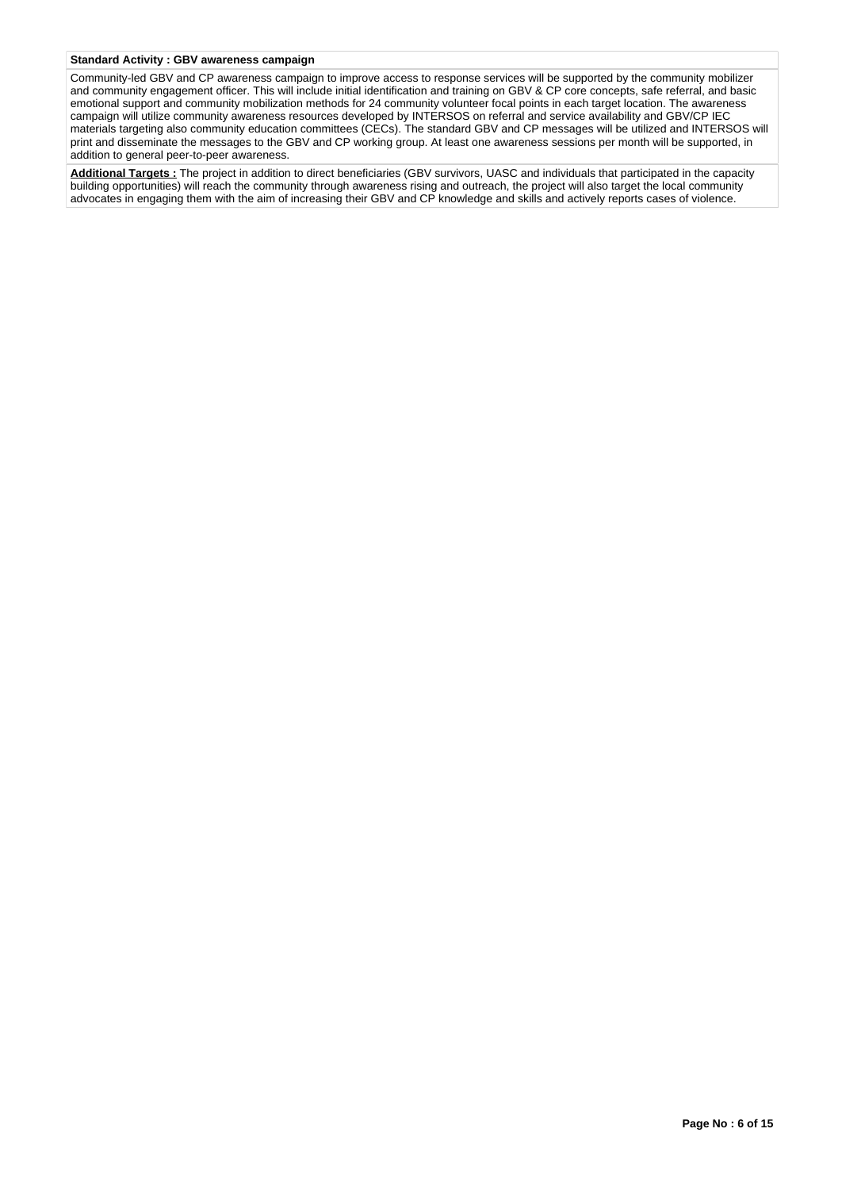**Standard Activity : GBV awareness campaign**

Community-led GBV and CP awareness campaign to improve access to response services will be supported by the community mobilizer and community engagement officer. This will include initial identification and training on GBV & CP core concepts, safe referral, and basic emotional support and community mobilization methods for 24 community volunteer focal points in each target location. The awareness campaign will utilize community awareness resources developed by INTERSOS on referral and service availability and GBV/CP IEC materials targeting also community education committees (CECs). The standard GBV and CP messages will be utilized and INTERSOS will print and disseminate the messages to the GBV and CP working group. At least one awareness sessions per month will be supported, in addition to general peer-to-peer awareness.

**Additional Targets :** The project in addition to direct beneficiaries (GBV survivors, UASC and individuals that participated in the capacity building opportunities) will reach the community through awareness rising and outreach, the project will also target the local community advocates in engaging them with the aim of increasing their GBV and CP knowledge and skills and actively reports cases of violence.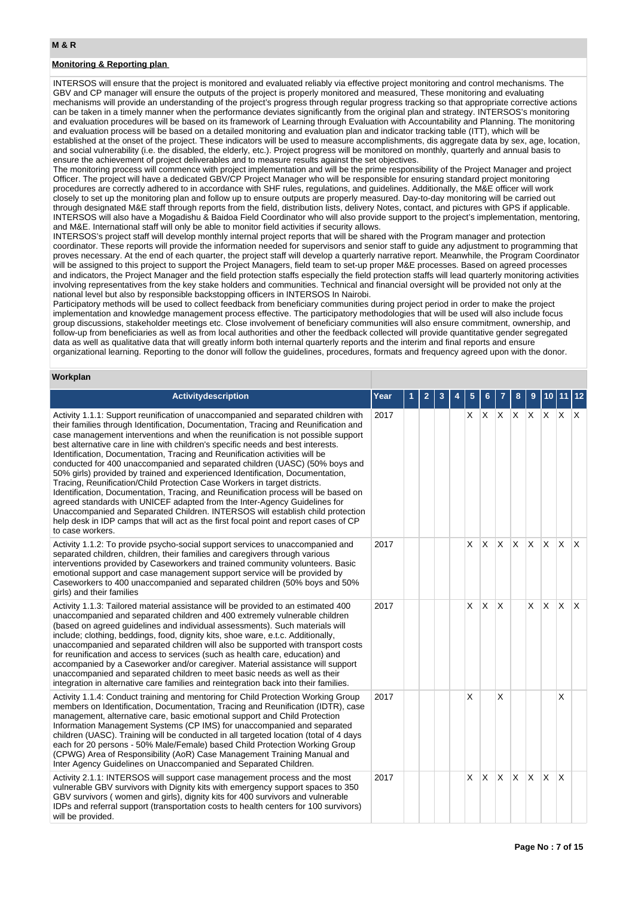## M & R

### Monitoring & Reporting plan

INTERSOS will ensure that the project is monitored and evaluated reliably via effective project monitoring and control mechanisms. The GBV and CP manager will ensure the outputs of the project is properly monitored and measured, These monitoring and evaluating mechanisms will provide an understanding of the project's progress through regular progress tracking so that appropriate corrective actions can be taken in a timely manner when the performance deviates significantly from the original plan and strategy. INTERSOS's monitoring and evaluation procedures will be based on its framework of Learning through Evaluation with Accountability and Planning. The monitoring and evaluation process will be based on a detailed monitoring and evaluation plan and indicator tracking table (ITT), which will be established at the onset of the project. These indicators will be used to measure accomplishments, dis aggregate data by sex, age, location, and social vulnerability (i.e. the disabled, the elderly, etc.). Project progress will be monitored on monthly, quarterly and annual basis to ensure the achievement of project deliverables and to measure results against the set objectives.

The monitoring process will commence with project implementation and will be the prime responsibility of the Project Manager and project Officer. The project will have a dedicated GBV/CP Project Manager who will be responsible for ensuring standard project monitoring procedures are correctly adhered to in accordance with SHF rules, regulations, and guidelines. Additionally, the M&E officer will work closely to set up the monitoring plan and follow up to ensure outputs are properly measured. Day-to-day monitoring will be carried out through designated M&E staff through reports from the field, distribution lists, delivery Notes, contact, and pictures with GPS if applicable. INTERSOS will also have a Mogadishu & Baidoa Field Coordinator who will also provide support to the project's implementation, mentoring, and M&E. International staff will only be able to monitor field activities if security allows.

INTERSOS's project staff will develop monthly internal project reports that will be shared with the Program manager and protection coordinator. These reports will provide the information needed for supervisors and senior staff to guide any adjustment to programming that proves necessary. At the end of each quarter, the project staff will develop a quarterly narrative report. Meanwhile, the Program Coordinator will be assigned to this project to support the Project Managers, field team to set-up proper M&E processes. Based on agreed processes and indicators, the Project Manager and the field protection staffs especially the field protection staffs will lead quarterly monitoring activities involving representatives from the key stake holders and communities. Technical and financial oversight will be provided not only at the national level but also by responsible backstopping officers in INTERSOS In Nairobi.

Participatory methods will be used to collect feedback from beneficiary communities during project period in order to make the project implementation and knowledge management process effective. The participatory methodologies that will be used will also include focus group discussions, stakeholder meetings etc. Close involvement of beneficiary communities will also ensure commitment, ownership, and follow-up from beneficiaries as well as from local authorities and other the feedback collected will provide quantitative gender segregated data as well as qualitative data that will greatly inform both internal quarterly reports and the interim and final reports and ensure organizational learning. Reporting to the donor will follow the guidelines, procedures, formats and frequency agreed upon with the donor.

### Workplan

| Activitydescription | Year | 1 | 2 | 3 | 4 | 5 | 6 | 7 | 8 | 9 | 10 | 11 | 12 |
|---|---|---|---|---|---|---|---|---|---|---|---|---|---|
| Activity 1.1.1: Support reunification of unaccompanied and separated children with their families through Identification, Documentation, Tracing and Reunification and case management interventions and when the reunification is not possible support best alternative care in line with children's specific needs and best interests. Identification, Documentation, Tracing and Reunification activities will be conducted for 400 unaccompanied and separated children (UASC) (50% boys and 50% girls) provided by trained and experienced Identification, Documentation, Tracing, Reunification/Child Protection Case Workers in target districts. Identification, Documentation, Tracing, and Reunification process will be based on agreed standards with UNICEF adapted from the Inter-Agency Guidelines for Unaccompanied and Separated Children. INTERSOS will establish child protection help desk in IDP camps that will act as the first focal point and report cases of CP to case workers. | 2017 | | | | | X | X | X | X | X | X | X | X |
| Activity 1.1.2: To provide psycho-social support services to unaccompanied and separated children, children, their families and caregivers through various interventions provided by Caseworkers and trained community volunteers. Basic emotional support and case management support service will be provided by Caseworkers to 400 unaccompanied and separated children (50% boys and 50% girls) and their families | 2017 | | | | | X | X | X | X | X | X | X | X |
| Activity 1.1.3: Tailored material assistance will be provided to an estimated 400 unaccompanied and separated children and 400 extremely vulnerable children (based on agreed guidelines and individual assessments). Such materials will include; clothing, beddings, food, dignity kits, shoe ware, e.t.c. Additionally, unaccompanied and separated children will also be supported with transport costs for reunification and access to services (such as health care, education) and accompanied by a Caseworker and/or caregiver. Material assistance will support unaccompanied and separated children to meet basic needs as well as their integration in alternative care families and reintegration back into their families. | 2017 | | | | | X | X | X | | X | X | X | X |
| Activity 1.1.4: Conduct training and mentoring for Child Protection Working Group members on Identification, Documentation, Tracing and Reunification (IDTR), case management, alternative care, basic emotional support and Child Protection Information Management Systems (CP IMS) for unaccompanied and separated children (UASC). Training will be conducted in all targeted location (total of 4 days each for 20 persons - 50% Male/Female) based Child Protection Working Group (CPWG) Area of Responsibility (AoR) Case Management Training Manual and Inter Agency Guidelines on Unaccompanied and Separated Children. | 2017 | | | | | X | | X | | | | X | |
| Activity 2.1.1: INTERSOS will support case management process and the most vulnerable GBV survivors with Dignity kits with emergency support spaces to 350 GBV survivors ( women and girls), dignity kits for 400 survivors and vulnerable IDPs and referral support (transportation costs to health centers for 100 survivors) will be provided. | 2017 | | | | | X | X | X | X | X | X | X | |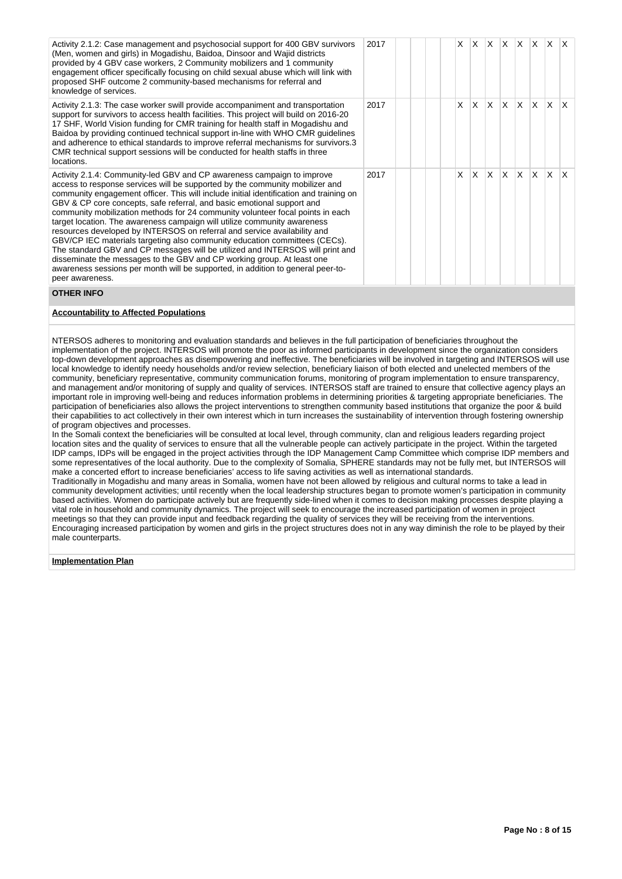| Activity | Year | | | | | | | | | | | | |
|---|---|---|---|---|---|---|---|---|---|---|---|---|---|
| Activity 2.1.2: Case management and psychosocial support for 400 GBV survivors (Men, women and girls) in Mogadishu, Baidoa, Dinsoor and Wajid districts provided by 4 GBV case workers, 2 Community mobilizers and 1 community engagement officer specifically focusing on child sexual abuse which will link with proposed SHF outcome 2 community-based mechanisms for referral and knowledge of services. | 2017 | | | | | X | X | X | X | X | X | X | X |
| Activity 2.1.3: The case worker swill provide accompaniment and transportation support for survivors to access health facilities. This project will build on 2016-20 17 SHF, World Vision funding for CMR training for health staff in Mogadishu and Baidoa by providing continued technical support in-line with WHO CMR guidelines and adherence to ethical standards to improve referral mechanisms for survivors.3 CMR technical support sessions will be conducted for health staffs in three locations. | 2017 | | | | | X | X | X | X | X | X | X | X |
| Activity 2.1.4: Community-led GBV and CP awareness campaign to improve access to response services will be supported by the community mobilizer and community engagement officer. This will include initial identification and training on GBV & CP core concepts, safe referral, and basic emotional support and community mobilization methods for 24 community volunteer focal points in each target location. The awareness campaign will utilize community awareness resources developed by INTERSOS on referral and service availability and GBV/CP IEC materials targeting also community education committees (CECs). The standard GBV and CP messages will be utilized and INTERSOS will print and disseminate the messages to the GBV and CP working group. At least one awareness sessions per month will be supported, in addition to general peer-to-peer awareness. | 2017 | | | | | X | X | X | X | X | X | X | X |

## OTHER INFO

**Accountability to Affected Populations**

NTERSOS adheres to monitoring and evaluation standards and believes in the full participation of beneficiaries throughout the implementation of the project. INTERSOS will promote the poor as informed participants in development since the organization considers top-down development approaches as disempowering and ineffective. The beneficiaries will be involved in targeting and INTERSOS will use local knowledge to identify needy households and/or review selection, beneficiary liaison of both elected and unelected members of the community, beneficiary representative, community communication forums, monitoring of program implementation to ensure transparency, and management and/or monitoring of supply and quality of services. INTERSOS staff are trained to ensure that collective agency plays an important role in improving well-being and reduces information problems in determining priorities & targeting appropriate beneficiaries. The participation of beneficiaries also allows the project interventions to strengthen community based institutions that organize the poor & build their capabilities to act collectively in their own interest which in turn increases the sustainability of intervention through fostering ownership of program objectives and processes.
In the Somali context the beneficiaries will be consulted at local level, through community, clan and religious leaders regarding project location sites and the quality of services to ensure that all the vulnerable people can actively participate in the project. Within the targeted IDP camps, IDPs will be engaged in the project activities through the IDP Management Camp Committee which comprise IDP members and some representatives of the local authority. Due to the complexity of Somalia, SPHERE standards may not be fully met, but INTERSOS will make a concerted effort to increase beneficiaries' access to life saving activities as well as international standards.
Traditionally in Mogadishu and many areas in Somalia, women have not been allowed by religious and cultural norms to take a lead in community development activities; until recently when the local leadership structures began to promote women's participation in community based activities. Women do participate actively but are frequently side-lined when it comes to decision making processes despite playing a vital role in household and community dynamics. The project will seek to encourage the increased participation of women in project meetings so that they can provide input and feedback regarding the quality of services they will be receiving from the interventions. Encouraging increased participation by women and girls in the project structures does not in any way diminish the role to be played by their male counterparts.

**Implementation Plan**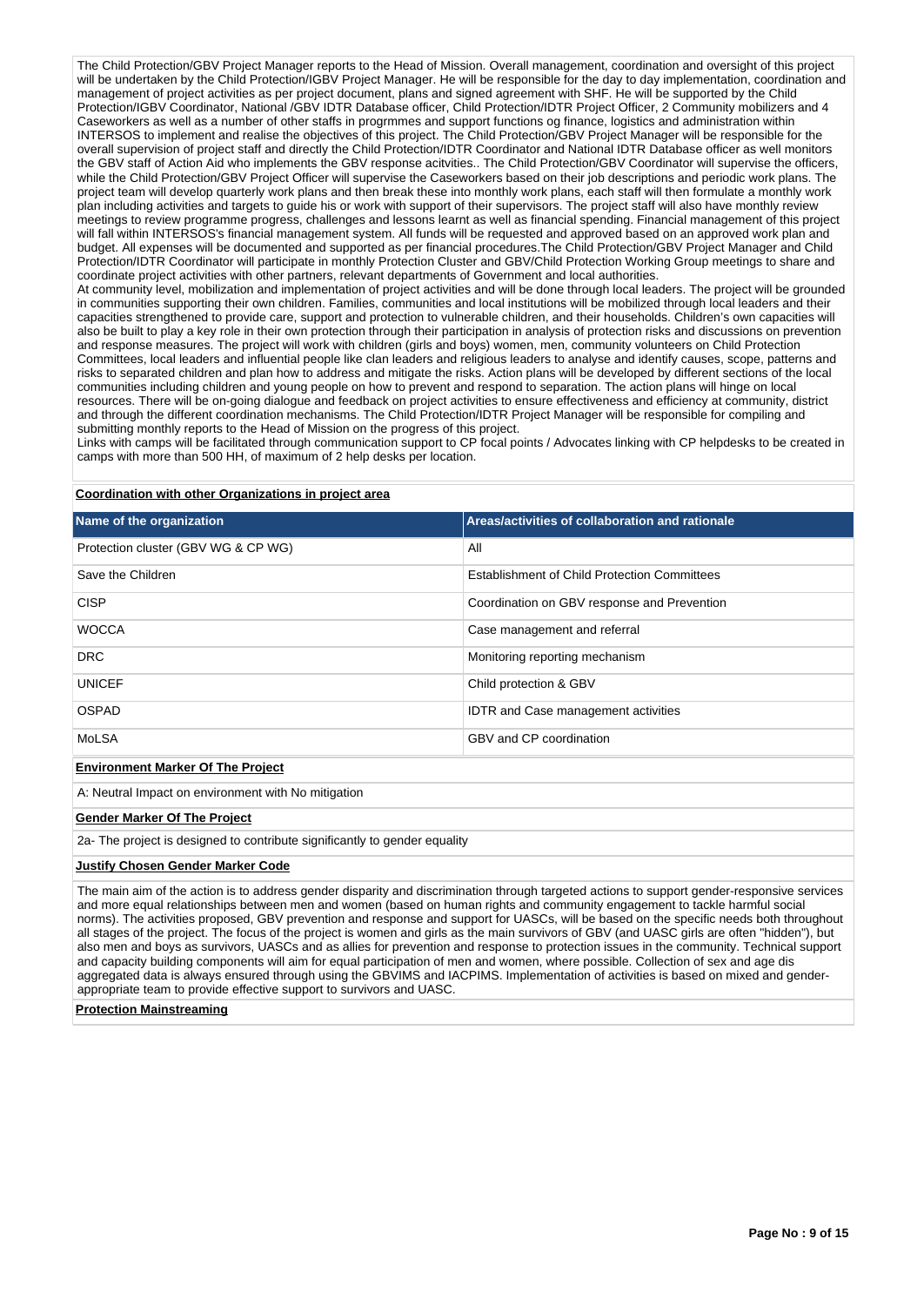The Child Protection/GBV Project Manager reports to the Head of Mission. Overall management, coordination and oversight of this project will be undertaken by the Child Protection/IGBV Project Manager. He will be responsible for the day to day implementation, coordination and management of project activities as per project document, plans and signed agreement with SHF. He will be supported by the Child Protection/IGBV Coordinator, National /GBV IDTR Database officer, Child Protection/IDTR Project Officer, 2 Community mobilizers and 4 Caseworkers as well as a number of other staffs in progrmmes and support functions og finance, logistics and administration within INTERSOS to implement and realise the objectives of this project. The Child Protection/GBV Project Manager will be responsible for the overall supervision of project staff and directly the Child Protection/IDTR Coordinator and National IDTR Database officer as well monitors the GBV staff of Action Aid who implements the GBV response acitvities.. The Child Protection/GBV Coordinator will supervise the officers, while the Child Protection/GBV Project Officer will supervise the Caseworkers based on their job descriptions and periodic work plans. The project team will develop quarterly work plans and then break these into monthly work plans, each staff will then formulate a monthly work plan including activities and targets to guide his or work with support of their supervisors. The project staff will also have monthly review meetings to review programme progress, challenges and lessons learnt as well as financial spending. Financial management of this project will fall within INTERSOS's financial management system. All funds will be requested and approved based on an approved work plan and budget. All expenses will be documented and supported as per financial procedures.The Child Protection/GBV Project Manager and Child Protection/IDTR Coordinator will participate in monthly Protection Cluster and GBV/Child Protection Working Group meetings to share and coordinate project activities with other partners, relevant departments of Government and local authorities.

At community level, mobilization and implementation of project activities and will be done through local leaders. The project will be grounded in communities supporting their own children. Families, communities and local institutions will be mobilized through local leaders and their capacities strengthened to provide care, support and protection to vulnerable children, and their households. Children's own capacities will also be built to play a key role in their own protection through their participation in analysis of protection risks and discussions on prevention and response measures. The project will work with children (girls and boys) women, men, community volunteers on Child Protection Committees, local leaders and influential people like clan leaders and religious leaders to analyse and identify causes, scope, patterns and risks to separated children and plan how to address and mitigate the risks. Action plans will be developed by different sections of the local communities including children and young people on how to prevent and respond to separation. The action plans will hinge on local resources. There will be on-going dialogue and feedback on project activities to ensure effectiveness and efficiency at community, district and through the different coordination mechanisms. The Child Protection/IDTR Project Manager will be responsible for compiling and submitting monthly reports to the Head of Mission on the progress of this project.

Links with camps will be facilitated through communication support to CP focal points / Advocates linking with CP helpdesks to be created in camps with more than 500 HH, of maximum of 2 help desks per location.

**Coordination with other Organizations in project area**

| Name of the organization | Areas/activities of collaboration and rationale |
|---|---|
| Protection cluster (GBV WG & CP WG) | All |
| Save the Children | Establishment of Child Protection Committees |
| CISP | Coordination on GBV response and Prevention |
| WOCCA | Case management and referral |
| DRC | Monitoring reporting mechanism |
| UNICEF | Child protection & GBV |
| OSPAD | IDTR and Case management activities |
| MoLSA | GBV and CP coordination |

**Environment Marker Of The Project**

A: Neutral Impact on environment with No mitigation

**Gender Marker Of The Project**

2a- The project is designed to contribute significantly to gender equality

**Justify Chosen Gender Marker Code**

The main aim of the action is to address gender disparity and discrimination through targeted actions to support gender-responsive services and more equal relationships between men and women (based on human rights and community engagement to tackle harmful social norms). The activities proposed, GBV prevention and response and support for UASCs, will be based on the specific needs both throughout all stages of the project. The focus of the project is women and girls as the main survivors of GBV (and UASC girls are often "hidden"), but also men and boys as survivors, UASCs and as allies for prevention and response to protection issues in the community. Technical support and capacity building components will aim for equal participation of men and women, where possible. Collection of sex and age dis aggregated data is always ensured through using the GBVIMS and IACPIMS. Implementation of activities is based on mixed and gender-appropriate team to provide effective support to survivors and UASC.

**Protection Mainstreaming**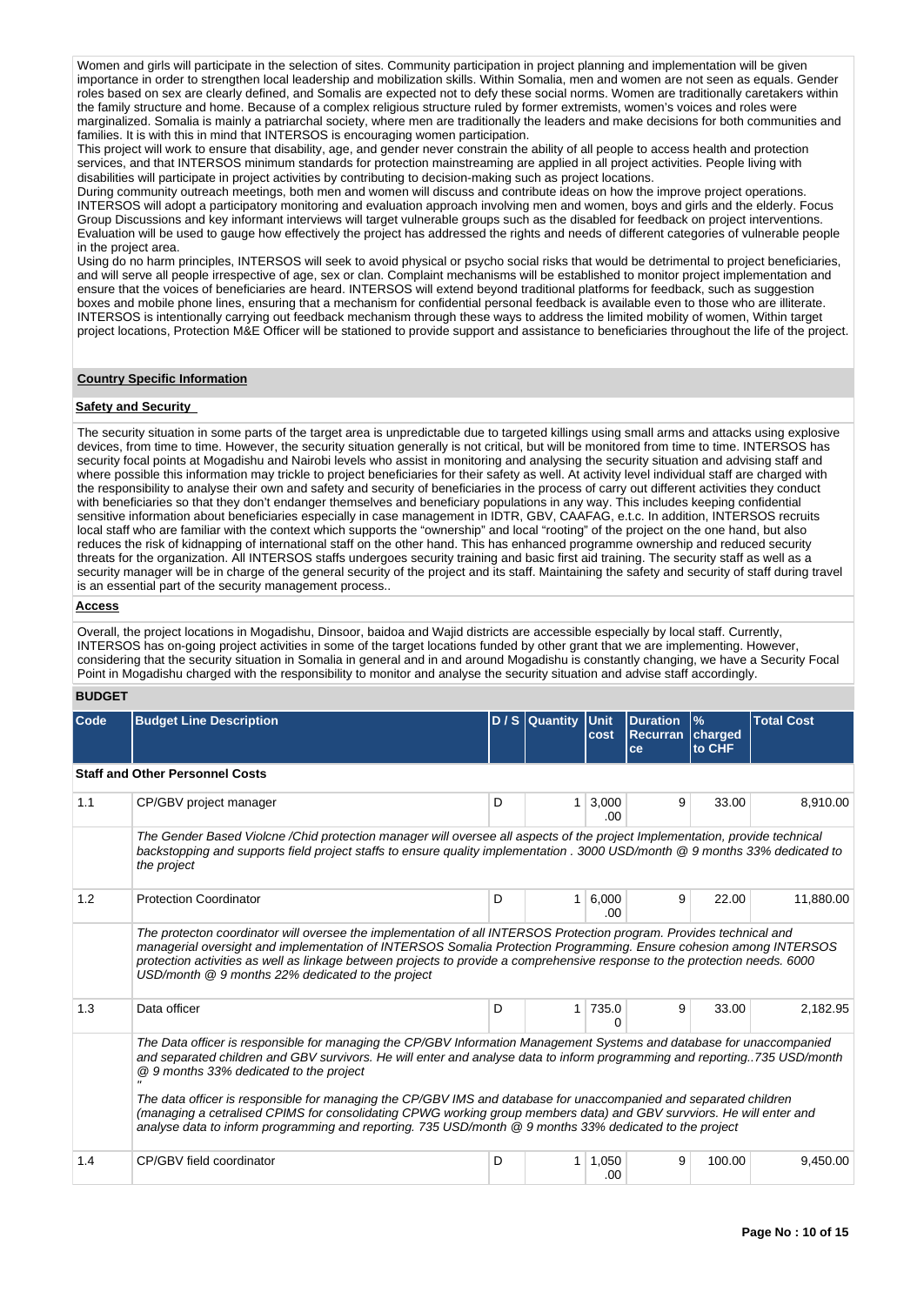Women and girls will participate in the selection of sites. Community participation in project planning and implementation will be given importance in order to strengthen local leadership and mobilization skills. Within Somalia, men and women are not seen as equals. Gender roles based on sex are clearly defined, and Somalis are expected not to defy these social norms. Women are traditionally caretakers within the family structure and home. Because of a complex religious structure ruled by former extremists, women's voices and roles were marginalized. Somalia is mainly a patriarchal society, where men are traditionally the leaders and make decisions for both communities and families. It is with this in mind that INTERSOS is encouraging women participation.
This project will work to ensure that disability, age, and gender never constrain the ability of all people to access health and protection services, and that INTERSOS minimum standards for protection mainstreaming are applied in all project activities. People living with disabilities will participate in project activities by contributing to decision-making such as project locations.
During community outreach meetings, both men and women will discuss and contribute ideas on how the improve project operations. INTERSOS will adopt a participatory monitoring and evaluation approach involving men and women, boys and girls and the elderly. Focus Group Discussions and key informant interviews will target vulnerable groups such as the disabled for feedback on project interventions. Evaluation will be used to gauge how effectively the project has addressed the rights and needs of different categories of vulnerable people in the project area.
Using do no harm principles, INTERSOS will seek to avoid physical or psycho social risks that would be detrimental to project beneficiaries, and will serve all people irrespective of age, sex or clan. Complaint mechanisms will be established to monitor project implementation and ensure that the voices of beneficiaries are heard. INTERSOS will extend beyond traditional platforms for feedback, such as suggestion boxes and mobile phone lines, ensuring that a mechanism for confidential personal feedback is available even to those who are illiterate. INTERSOS is intentionally carrying out feedback mechanism through these ways to address the limited mobility of women, Within target project locations, Protection M&E Officer will be stationed to provide support and assistance to beneficiaries throughout the life of the project.

**Country Specific Information**

**Safety and Security**

The security situation in some parts of the target area is unpredictable due to targeted killings using small arms and attacks using explosive devices, from time to time. However, the security situation generally is not critical, but will be monitored from time to time. INTERSOS has security focal points at Mogadishu and Nairobi levels who assist in monitoring and analysing the security situation and advising staff and where possible this information may trickle to project beneficiaries for their safety as well. At activity level individual staff are charged with the responsibility to analyse their own and safety and security of beneficiaries in the process of carry out different activities they conduct with beneficiaries so that they don't endanger themselves and beneficiary populations in any way. This includes keeping confidential sensitive information about beneficiaries especially in case management in IDTR, GBV, CAAFAG, e.t.c. In addition, INTERSOS recruits local staff who are familiar with the context which supports the "ownership" and local "rooting" of the project on the one hand, but also reduces the risk of kidnapping of international staff on the other hand. This has enhanced programme ownership and reduced security threats for the organization. All INTERSOS staffs undergoes security training and basic first aid training. The security staff as well as a security manager will be in charge of the general security of the project and its staff. Maintaining the safety and security of staff during travel is an essential part of the security management process..

**Access**

Overall, the project locations in Mogadishu, Dinsoor, baidoa and Wajid districts are accessible especially by local staff. Currently, INTERSOS has on-going project activities in some of the target locations funded by other grant that we are implementing. However, considering that the security situation in Somalia in general and in and around Mogadishu is constantly changing, we have a Security Focal Point in Mogadishu charged with the responsibility to monitor and analyse the security situation and advise staff accordingly.

**BUDGET**

| Code | Budget Line Description | D / S | Quantity | Unit cost | Duration Recurrance | % charged to CHF | Total Cost |
|---|---|---|---|---|---|---|---|
| **Staff and Other Personnel Costs** | | | | | | | |
| 1.1 | CP/GBV project manager | D | 1 | 3,000.00 | 9 | 33.00 | 8,910.00 |
| | *The Gender Based Violcne /Chid protection manager will oversee all aspects of the project Implementation, provide technical backstopping and supports field project staffs to ensure quality implementation . 3000 USD/month @ 9 months 33% dedicated to the project* | | | | | | |
| 1.2 | Protection Coordinator | D | 1 | 6,000.00 | 9 | 22.00 | 11,880.00 |
| | *The protecton coordinator will oversee the implementation of all INTERSOS Protection program. Provides technical and managerial oversight and implementation of INTERSOS Somalia Protection Programming. Ensure cohesion among INTERSOS protection activities as well as linkage between projects to provide a comprehensive response to the protection needs. 6000 USD/month @ 9 months 22% dedicated to the project* | | | | | | |
| 1.3 | Data officer | D | 1 | 735.00 | 9 | 33.00 | 2,182.95 |
| | *The Data officer is responsible for managing the CP/GBV Information Management Systems and database for unaccompanied and separated children and GBV survivors. He will enter and analyse data to inform programming and reporting..735 USD/month @ 9 months 33% dedicated to the project "<br>The data officer is responsible for managing the CP/GBV IMS and database for unaccompanied and separated children (managing a cetralised CPIMS for consolidating CPWG working group members data) and GBV survviors. He will enter and analyse data to inform programming and reporting. 735 USD/month @ 9 months 33% dedicated to the project* | | | | | | |
| 1.4 | CP/GBV field coordinator | D | 1 | 1,050.00 | 9 | 100.00 | 9,450.00 |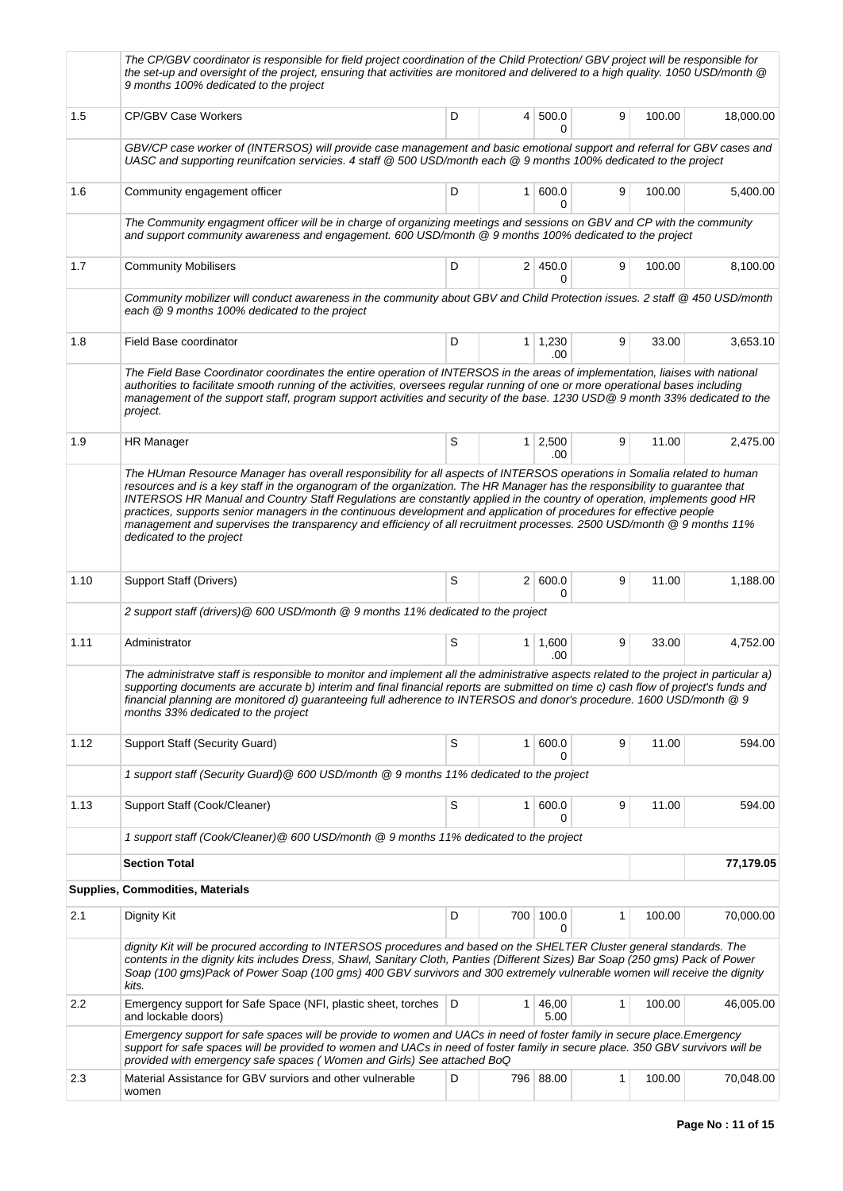| | | | | | | | |
|---|---|---|---|---|---|---|---|
| | *The CP/GBV coordinator is responsible for field project coordination of the Child Protection/ GBV project will be responsible for the set-up and oversight of the project, ensuring that activities are monitored and delivered to a high quality. 1050 USD/month @ 9 months 100% dedicated to the project* | | | | | | |
| 1.5 | CP/GBV Case Workers | D | 4 | 500.00 | 9 | 100.00 | 18,000.00 |
| | *GBV/CP case worker of (INTERSOS) will provide case management and basic emotional support and referral for GBV cases and UASC and supporting reunifcation servicies. 4 staff @ 500 USD/month each @ 9 months 100% dedicated to the project* | | | | | | |
| 1.6 | Community engagement officer | D | 1 | 600.00 | 9 | 100.00 | 5,400.00 |
| | *The Community engagment officer will be in charge of organizing meetings and sessions on GBV and CP with the community and support community awareness and engagement. 600 USD/month @ 9 months 100% dedicated to the project* | | | | | | |
| 1.7 | Community Mobilisers | D | 2 | 450.00 | 9 | 100.00 | 8,100.00 |
| | *Community mobilizer will conduct awareness in the community about GBV and Child Protection issues. 2 staff @ 450 USD/month each @ 9 months 100% dedicated to the project* | | | | | | |
| 1.8 | Field Base coordinator | D | 1 | 1,230.00 | 9 | 33.00 | 3,653.10 |
| | *The Field Base Coordinator coordinates the entire operation of INTERSOS in the areas of implementation, liaises with national authorities to facilitate smooth running of the activities, oversees regular running of one or more operational bases including management of the support staff, program support activities and security of the base. 1230 USD@ 9 month 33% dedicated to the project.* | | | | | | |
| 1.9 | HR Manager | S | 1 | 2,500.00 | 9 | 11.00 | 2,475.00 |
| | *The HUman Resource Manager has overall responsibility for all aspects of INTERSOS operations in Somalia related to human resources and is a key staff in the organogram of the organization. The HR Manager has the responsibility to guarantee that INTERSOS HR Manual and Country Staff Regulations are constantly applied in the country of operation, implements good HR practices, supports senior managers in the continuous development and application of procedures for effective people management and supervises the transparency and efficiency of all recruitment processes. 2500 USD/month @ 9 months 11% dedicated to the project* | | | | | | |
| 1.10 | Support Staff (Drivers) | S | 2 | 600.00 | 9 | 11.00 | 1,188.00 |
| | *2 support staff (drivers)@ 600 USD/month @ 9 months 11% dedicated to the project* | | | | | | |
| 1.11 | Administrator | S | 1 | 1,600.00 | 9 | 33.00 | 4,752.00 |
| | *The administratve staff is responsible to monitor and implement all the administrative aspects related to the project in particular a) supporting documents are accurate b) interim and final financial reports are submitted on time c) cash flow of project's funds and financial planning are monitored d) guaranteeing full adherence to INTERSOS and donor's procedure. 1600 USD/month @ 9 months 33% dedicated to the project* | | | | | | |
| 1.12 | Support Staff (Security Guard) | S | 1 | 600.00 | 9 | 11.00 | 594.00 |
| | *1 support staff (Security Guard)@ 600 USD/month @ 9 months 11% dedicated to the project* | | | | | | |
| 1.13 | Support Staff (Cook/Cleaner) | S | 1 | 600.00 | 9 | 11.00 | 594.00 |
| | *1 support staff (Cook/Cleaner)@ 600 USD/month @ 9 months 11% dedicated to the project* | | | | | | |
| | **Section Total** | | | | | | **77,179.05** |
| **Supplies, Commodities, Materials** | | | | | | | |
| 2.1 | Dignity Kit | D | 700 | 100.00 | 1 | 100.00 | 70,000.00 |
| | *dignity Kit will be procured according to INTERSOS procedures and based on the SHELTER Cluster general standards. The contents in the dignity kits includes Dress, Shawl, Sanitary Cloth, Panties (Different Sizes) Bar Soap (250 gms) Pack of Power Soap (100 gms)Pack of Power Soap (100 gms) 400 GBV survivors and 300 extremely vulnerable women will receive the dignity kits.* | | | | | | |
| 2.2 | Emergency support for Safe Space (NFI, plastic sheet, torches and lockable doors) | D | 1 | 46,005.00 | 1 | 100.00 | 46,005.00 |
| | *Emergency support for safe spaces will be provide to women and UACs in need of foster family in secure place.Emergency support for safe spaces will be provided to women and UACs in need of foster family in secure place. 350 GBV survivors will be provided with emergency safe spaces ( Women and Girls) See attached BoQ* | | | | | | |
| 2.3 | Material Assistance for GBV surviors and other vulnerable women | D | 796 | 88.00 | 1 | 100.00 | 70,048.00 |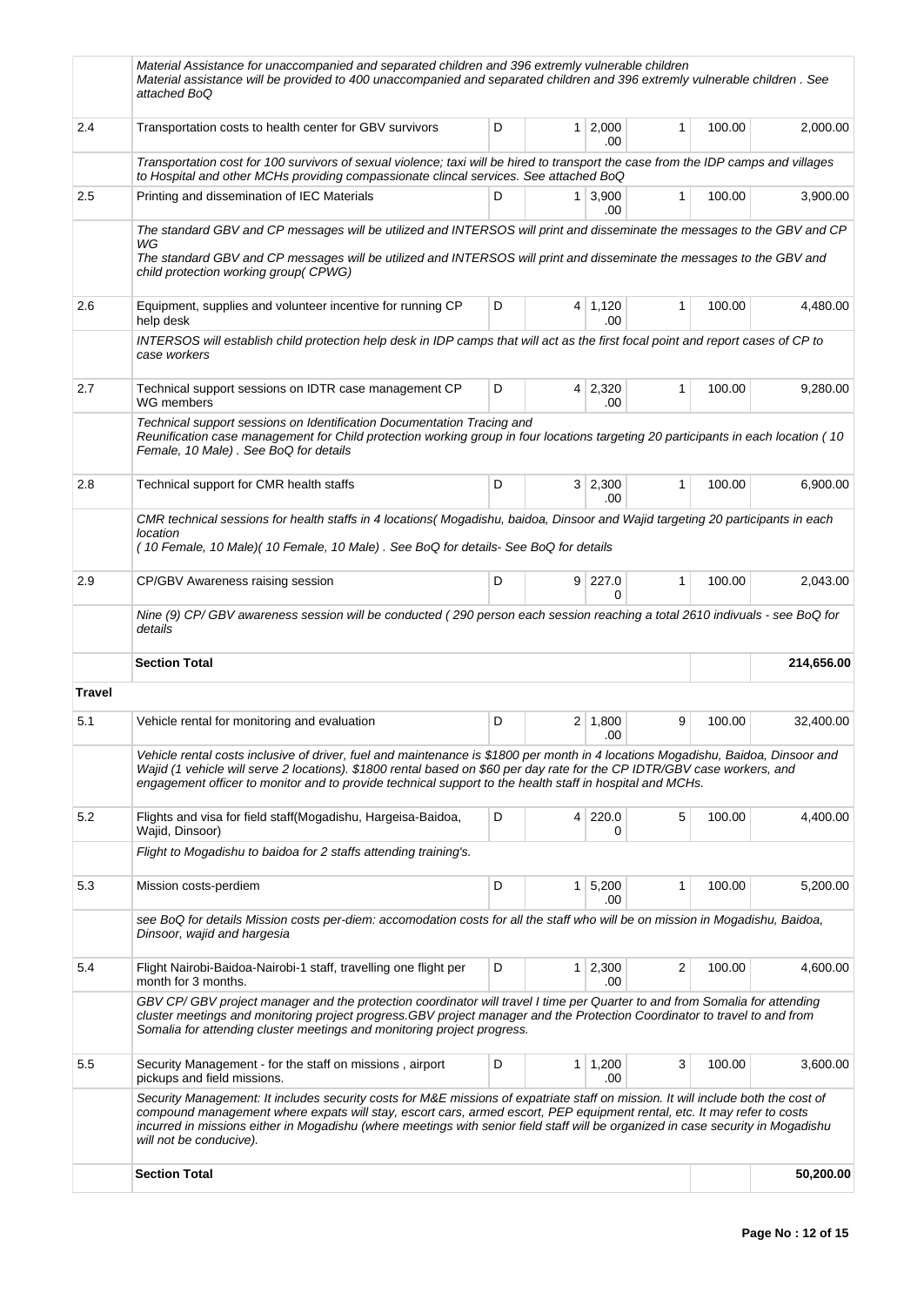| | | | | | | | |
|---|---|---|---|---|---|---|---|
| | *Material Assistance for unaccompanied and separated children and 396 extremly vulnerable children*<br>*Material assistance will be provided to 400 unaccompanied and separated children and 396 extremly vulnerable children . See attached BoQ* | | | | | | |
| 2.4 | Transportation costs to health center for GBV survivors | D | 1 | 2,000.00 | 1 | 100.00 | 2,000.00 |
| | *Transportation cost for 100 survivors of sexual violence; taxi will be hired to transport the case from the IDP camps and villages to Hospital and other MCHs providing compassionate clincal services. See attached BoQ* | | | | | | |
| 2.5 | Printing and dissemination of IEC Materials | D | 1 | 3,900.00 | 1 | 100.00 | 3,900.00 |
| | *The standard GBV and CP messages will be utilized and INTERSOS will print and disseminate the messages to the GBV and CP WG*<br>*The standard GBV and CP messages will be utilized and INTERSOS will print and disseminate the messages to the GBV and child protection working group( CPWG)* | | | | | | |
| 2.6 | Equipment, supplies and volunteer incentive for running CP help desk | D | 4 | 1,120.00 | 1 | 100.00 | 4,480.00 |
| | *INTERSOS will establish child protection help desk in IDP camps that will act as the first focal point and report cases of CP to case workers* | | | | | | |
| 2.7 | Technical support sessions on IDTR case management CP WG members | D | 4 | 2,320.00 | 1 | 100.00 | 9,280.00 |
| | *Technical support sessions on Identification Documentation Tracing and*<br>*Reunification case management for Child protection working group in four locations targeting 20 participants in each location ( 10 Female, 10 Male) . See BoQ for details* | | | | | | |
| 2.8 | Technical support for CMR health staffs | D | 3 | 2,300.00 | 1 | 100.00 | 6,900.00 |
| | *CMR technical sessions for health staffs in 4 locations( Mogadishu, baidoa, Dinsoor and Wajid targeting 20 participants in each location*<br>*( 10 Female, 10 Male)( 10 Female, 10 Male) . See BoQ for details- See BoQ for details* | | | | | | |
| 2.9 | CP/GBV Awareness raising session | D | 9 | 227.00 | 1 | 100.00 | 2,043.00 |
| | *Nine (9) CP/ GBV awareness session will be conducted ( 290 person each session reaching a total 2610 indivuals - see BoQ for details* | | | | | | |
| | **Section Total** | | | | | | **214,656.00** |
| **Travel** | | | | | | | |
| 5.1 | Vehicle rental for monitoring and evaluation | D | 2 | 1,800.00 | 9 | 100.00 | 32,400.00 |
| | *Vehicle rental costs inclusive of driver, fuel and maintenance is $1800 per month in 4 locations Mogadishu, Baidoa, Dinsoor and Wajid (1 vehicle will serve 2 locations). $1800 rental based on $60 per day rate for the CP IDTR/GBV case workers, and engagement officer to monitor and to provide technical support to the health staff in hospital and MCHs.* | | | | | | |
| 5.2 | Flights and visa for field staff(Mogadishu, Hargeisa-Baidoa, Wajid, Dinsoor) | D | 4 | 220.00 | 5 | 100.00 | 4,400.00 |
| | *Flight to Mogadishu to baidoa for 2 staffs attending training's.* | | | | | | |
| 5.3 | Mission costs-perdiem | D | 1 | 5,200.00 | 1 | 100.00 | 5,200.00 |
| | *see BoQ for details Mission costs per-diem: accomodation costs for all the staff who will be on mission in Mogadishu, Baidoa, Dinsoor, wajid and hargesia* | | | | | | |
| 5.4 | Flight Nairobi-Baidoa-Nairobi-1 staff, travelling one flight per month for 3 months. | D | 1 | 2,300.00 | 2 | 100.00 | 4,600.00 |
| | *GBV CP/ GBV project manager and the protection coordinator will travel I time per Quarter to and from Somalia for attending cluster meetings and monitoring project progress.GBV project manager and the Protection Coordinator to travel to and from Somalia for attending cluster meetings and monitoring project progress.* | | | | | | |
| 5.5 | Security Management - for the staff on missions , airport pickups and field missions. | D | 1 | 1,200.00 | 3 | 100.00 | 3,600.00 |
| | *Security Management: It includes security costs for M&E missions of expatriate staff on mission. It will include both the cost of compound management where expats will stay, escort cars, armed escort, PEP equipment rental, etc. It may refer to costs incurred in missions either in Mogadishu (where meetings with senior field staff will be organized in case security in Mogadishu will not be conducive).* | | | | | | |
| | **Section Total** | | | | | | **50,200.00** |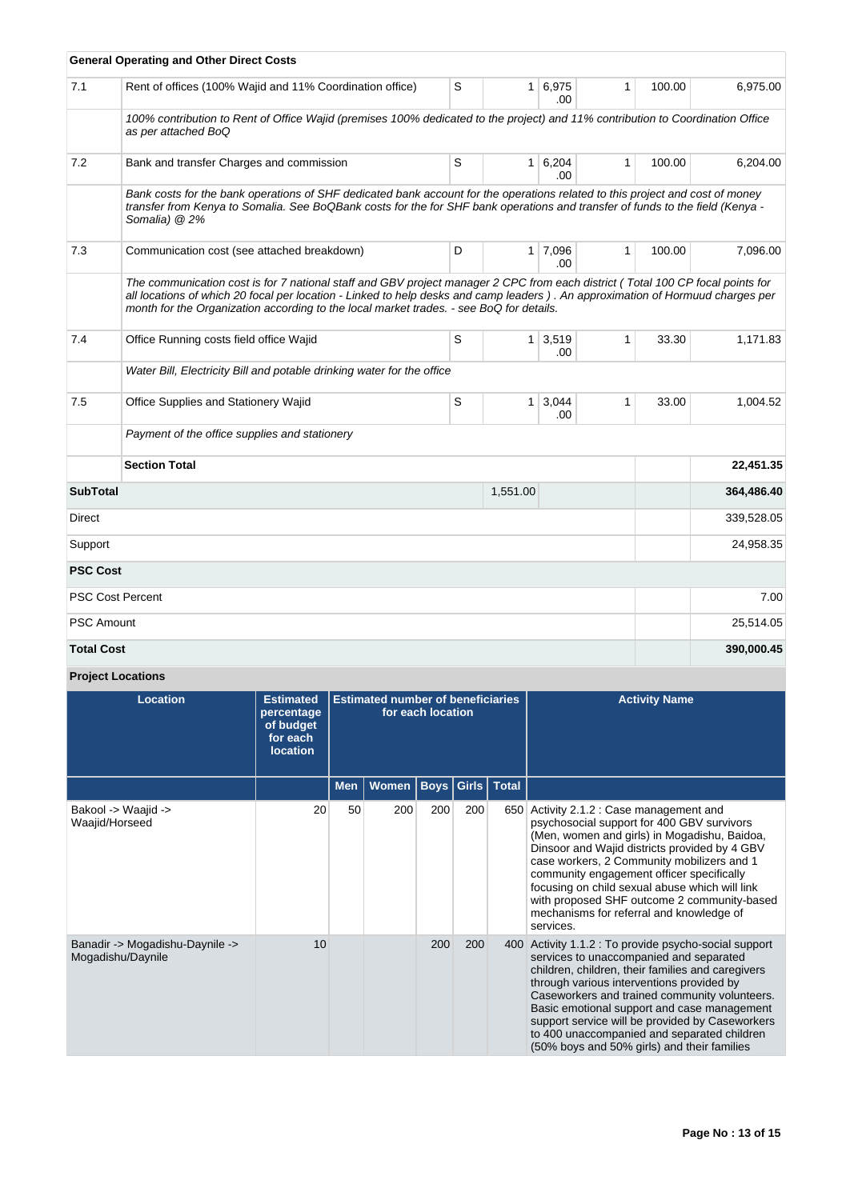| General Operating and Other Direct Costs | | | | | | | |
|---|---|---|---|---|---|---|---|
| 7.1 | Rent of offices (100% Wajid and 11% Coordination office) | S | 1 | 6,975.00 | 1 | 100.00 | 6,975.00 |
| | *100% contribution to Rent of Office Wajid (premises 100% dedicated to the project) and 11% contribution to Coordination Office as per attached BoQ* | | | | | | |
| 7.2 | Bank and transfer Charges and commission | S | 1 | 6,204.00 | 1 | 100.00 | 6,204.00 |
| | *Bank costs for the bank operations of SHF dedicated bank account for the operations related to this project and cost of money transfer from Kenya to Somalia. See BoQBank costs for the for SHF bank operations and transfer of funds to the field (Kenya - Somalia) @ 2%* | | | | | | |
| 7.3 | Communication cost (see attached breakdown) | D | 1 | 7,096.00 | 1 | 100.00 | 7,096.00 |
| | *The communication cost is for 7 national staff and GBV project manager 2 CPC from each district ( Total 100 CP focal points for all locations of which 20 focal per location - Linked to help desks and camp leaders ) . An approximation of Hormuud charges per month for the Organization according to the local market trades. - see BoQ for details.* | | | | | | |
| 7.4 | Office Running costs field office Wajid | S | 1 | 3,519.00 | 1 | 33.30 | 1,171.83 |
| | *Water Bill, Electricity Bill and potable drinking water for the office* | | | | | | |
| 7.5 | Office Supplies and Stationery Wajid | S | 1 | 3,044.00 | 1 | 33.00 | 1,004.52 |
| | *Payment of the office supplies and stationery* | | | | | | |
| | **Section Total** | | | | | | **22,451.35** |
| **SubTotal** | | | 1,551.00 | | | | **364,486.40** |
| Direct | | | | | | | 339,528.05 |
| Support | | | | | | | 24,958.35 |
| **PSC Cost** | | | | | | | |
| PSC Cost Percent | | | | | | | 7.00 |
| PSC Amount | | | | | | | 25,514.05 |
| **Total Cost** | | | | | | | **390,000.45** |

**Project Locations**

| Location | Estimated percentage of budget for each location | Estimated number of beneficiaries for each location | | | | | Activity Name |
|---|---|---|---|---|---|---|---|
| | | Men | Women | Boys | Girls | Total | |
| Bakool -> Waajid -> Waajid/Horseed | 20 | 50 | 200 | 200 | 200 | 650 | Activity 2.1.2 : Case management and psychosocial support for 400 GBV survivors (Men, women and girls) in Mogadishu, Baidoa, Dinsoor and Wajid districts provided by 4 GBV case workers, 2 Community mobilizers and 1 community engagement officer specifically focusing on child sexual abuse which will link with proposed SHF outcome 2 community-based mechanisms for referral and knowledge of services. |
| Banadir -> Mogadishu-Daynile -> Mogadishu/Daynile | 10 | | | 200 | 200 | 400 | Activity 1.1.2 : To provide psycho-social support services to unaccompanied and separated children, children, their families and caregivers through various interventions provided by Caseworkers and trained community volunteers. Basic emotional support and case management support service will be provided by Caseworkers to 400 unaccompanied and separated children (50% boys and 50% girls) and their families |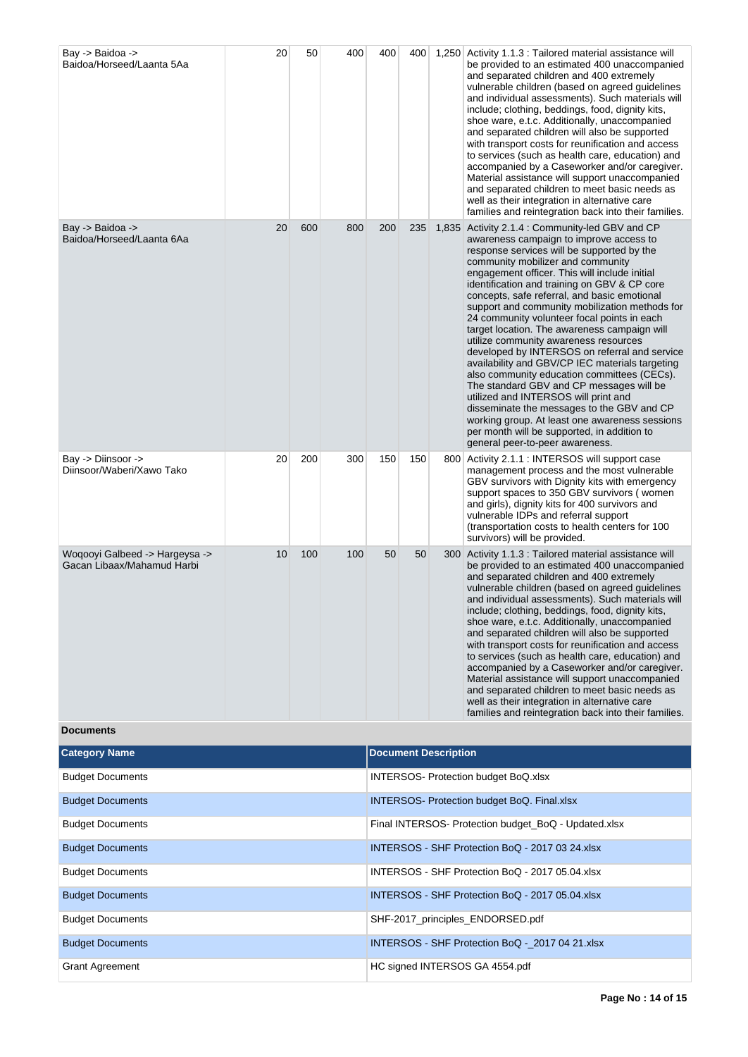| | | | | | | | |
|---|---|---|---|---|---|---|---|
| Bay -> Baidoa -> Baidoa/Horseed/Laanta 5Aa | 20 | 50 | 400 | 400 | 400 | 1,250 | Activity 1.1.3 : Tailored material assistance will be provided to an estimated 400 unaccompanied and separated children and 400 extremely vulnerable children (based on agreed guidelines and individual assessments). Such materials will include; clothing, beddings, food, dignity kits, shoe ware, e.t.c. Additionally, unaccompanied and separated children will also be supported with transport costs for reunification and access to services (such as health care, education) and accompanied by a Caseworker and/or caregiver. Material assistance will support unaccompanied and separated children to meet basic needs as well as their integration in alternative care families and reintegration back into their families. |
| Bay -> Baidoa -> Baidoa/Horseed/Laanta 6Aa | 20 | 600 | 800 | 200 | 235 | 1,835 | Activity 2.1.4 : Community-led GBV and CP awareness campaign to improve access to response services will be supported by the community mobilizer and community engagement officer. This will include initial identification and training on GBV & CP core concepts, safe referral, and basic emotional support and community mobilization methods for 24 community volunteer focal points in each target location. The awareness campaign will utilize community awareness resources developed by INTERSOS on referral and service availability and GBV/CP IEC materials targeting also community education committees (CECs). The standard GBV and CP messages will be utilized and INTERSOS will print and disseminate the messages to the GBV and CP working group. At least one awareness sessions per month will be supported, in addition to general peer-to-peer awareness. |
| Bay -> Diinsoor -> Diinsoor/Waberi/Xawo Tako | 20 | 200 | 300 | 150 | 150 | 800 | Activity 2.1.1 : INTERSOS will support case management process and the most vulnerable GBV survivors with Dignity kits with emergency support spaces to 350 GBV survivors ( women and girls), dignity kits for 400 survivors and vulnerable IDPs and referral support (transportation costs to health centers for 100 survivors) will be provided. |
| Woqooyi Galbeed -> Hargeysa -> Gacan Libaax/Mahamud Harbi | 10 | 100 | 100 | 50 | 50 | 300 | Activity 1.1.3 : Tailored material assistance will be provided to an estimated 400 unaccompanied and separated children and 400 extremely vulnerable children (based on agreed guidelines and individual assessments). Such materials will include; clothing, beddings, food, dignity kits, shoe ware, e.t.c. Additionally, unaccompanied and separated children will also be supported with transport costs for reunification and access to services (such as health care, education) and accompanied by a Caseworker and/or caregiver. Material assistance will support unaccompanied and separated children to meet basic needs as well as their integration in alternative care families and reintegration back into their families. |

**Documents**

| Category Name | Document Description |
|---|---|
| Budget Documents | INTERSOS- Protection budget BoQ.xlsx |
| Budget Documents | INTERSOS- Protection budget BoQ. Final.xlsx |
| Budget Documents | Final INTERSOS- Protection budget_BoQ - Updated.xlsx |
| Budget Documents | INTERSOS - SHF Protection BoQ - 2017 03 24.xlsx |
| Budget Documents | INTERSOS - SHF Protection BoQ - 2017 05.04.xlsx |
| Budget Documents | INTERSOS - SHF Protection BoQ - 2017 05.04.xlsx |
| Budget Documents | SHF-2017_principles_ENDORSED.pdf |
| Budget Documents | INTERSOS - SHF Protection BoQ -_2017 04 21.xlsx |
| Grant Agreement | HC signed INTERSOS GA 4554.pdf |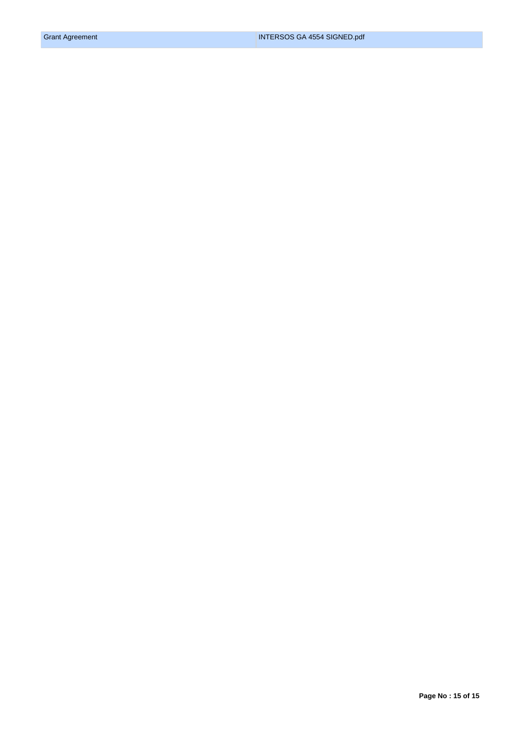| | |
|---|---|
| Grant Agreement | INTERSOS GA 4554 SIGNED.pdf |